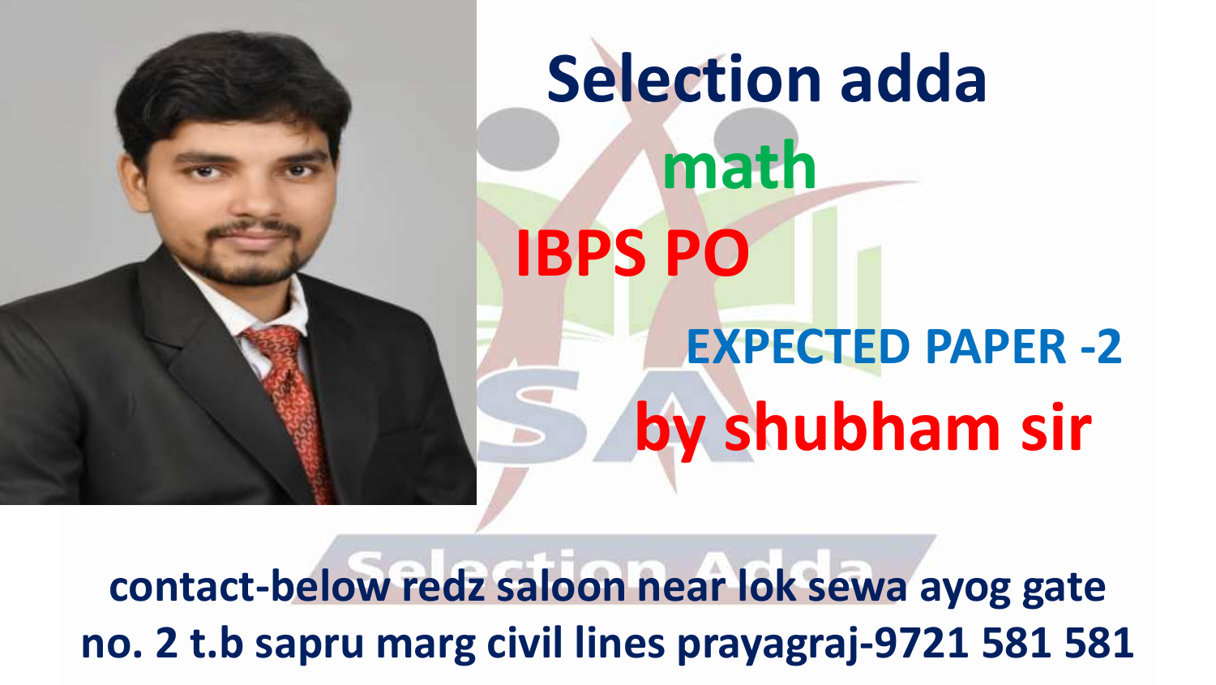# Selection adda

## math

## IBPS PO

### EXPECTED PAPER -2

## by shubham sir

**contact-below redz saloon near lok sewa ayog gate no. 2 t.b sapru marg civil lines prayagraj-9721 581 581**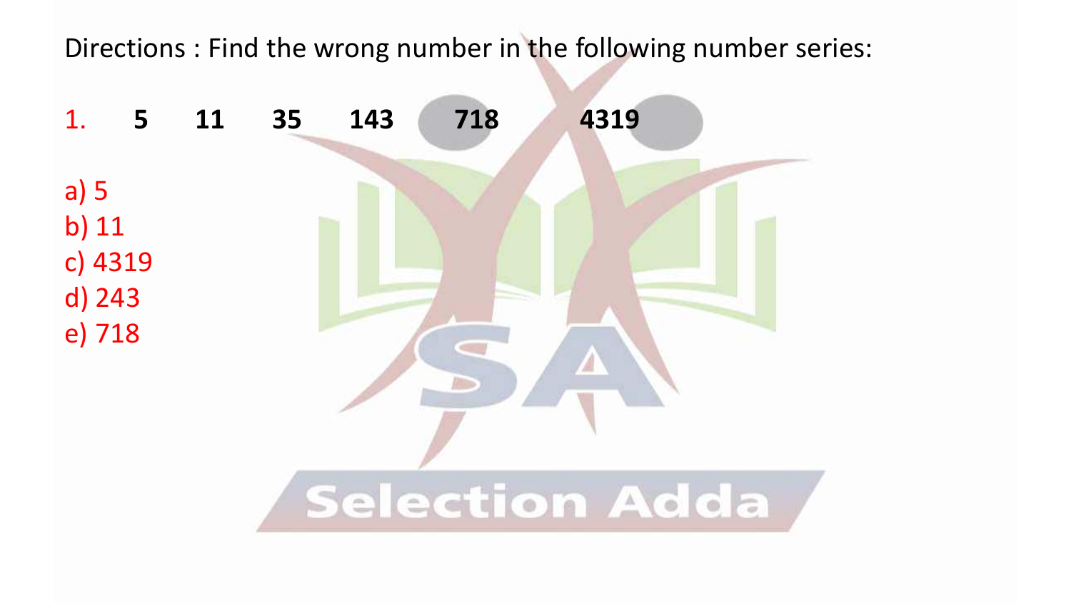Directions : Find the wrong number in the following number series:

1. **5 11 35 143 718 4319**

a) 5
b) 11
c) 4319
d) 243
e) 718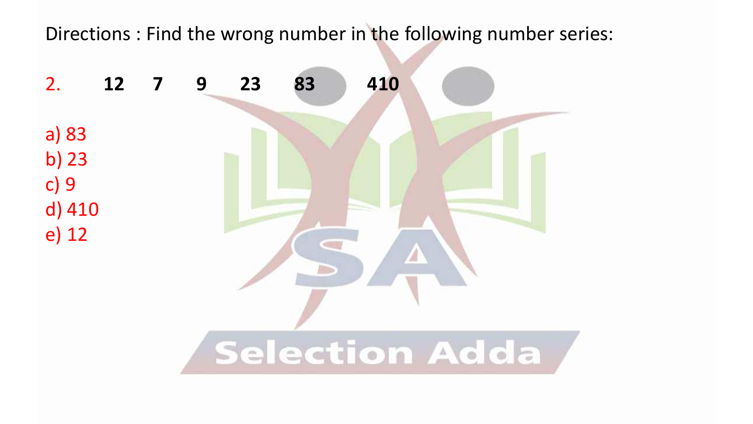Directions : Find the wrong number in the following number series:

2. **12 7 9 23 83 410**

a) 83
b) 23
c) 9
d) 410
e) 12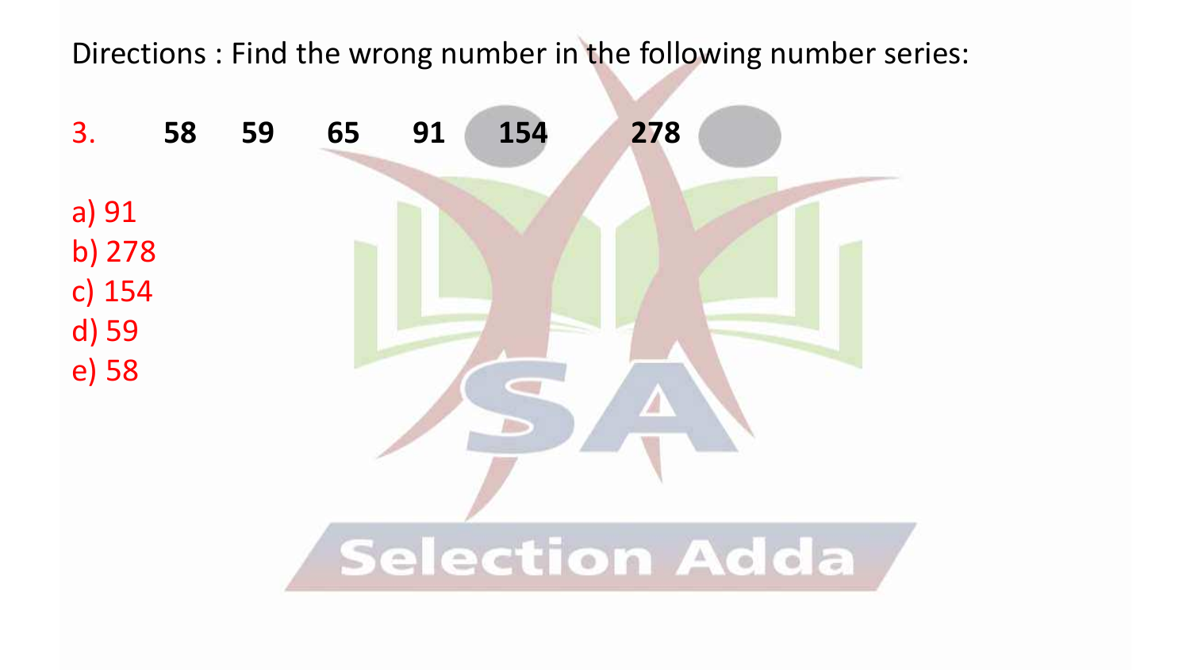Directions : Find the wrong number in the following number series:

3. **58 59 65 91 154 278**

a) 91
b) 278
c) 154
d) 59
e) 58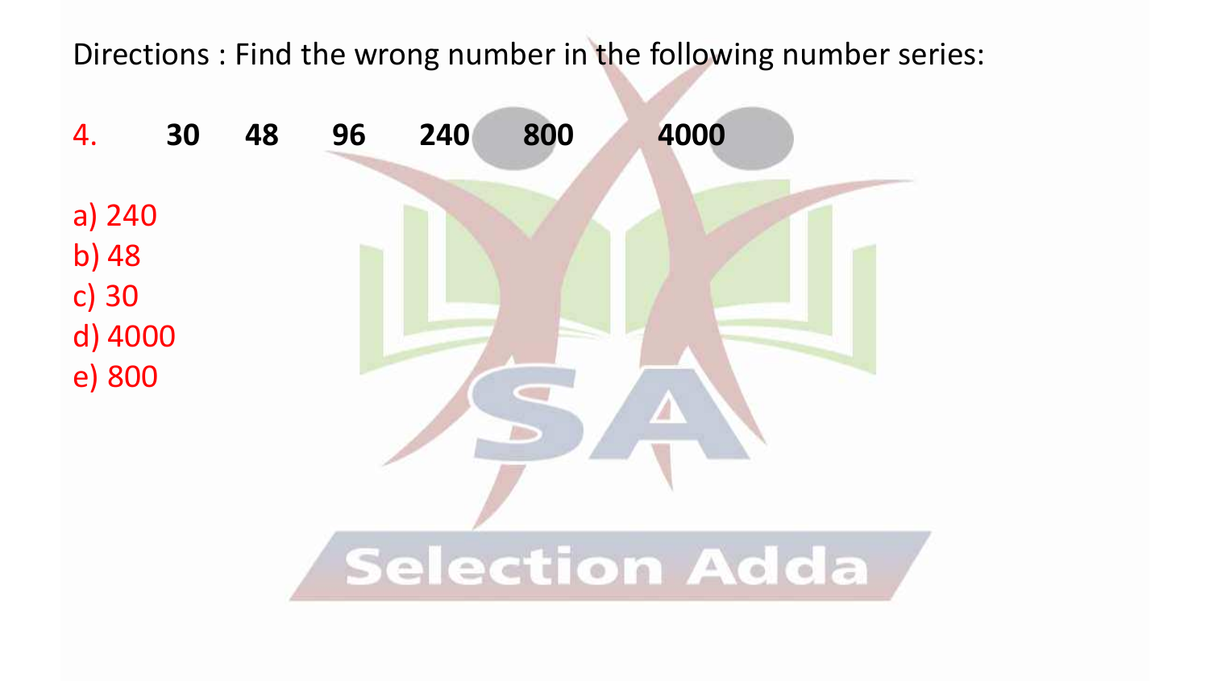Directions : Find the wrong number in the following number series:

4. **30 48 96 240 800 4000**

a) 240
b) 48
c) 30
d) 4000
e) 800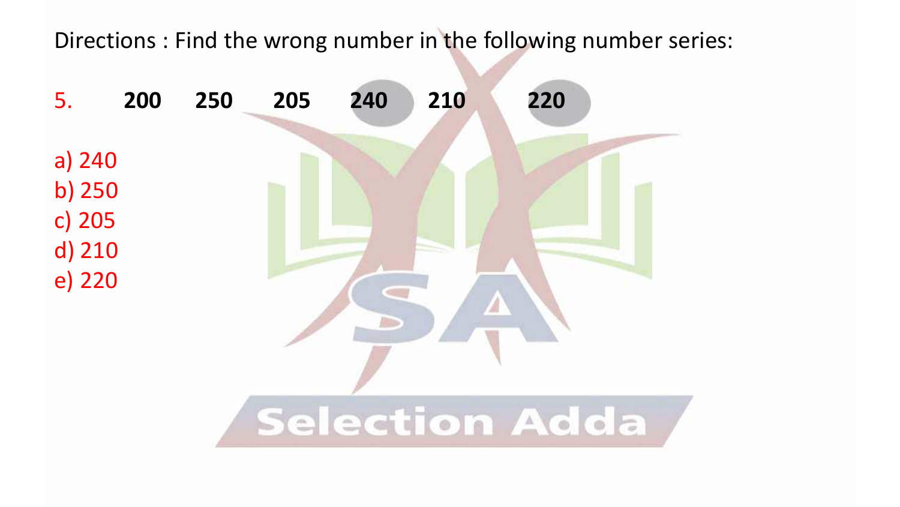Directions : Find the wrong number in the following number series:

5. **200 250 205 240 210 220**

a) 240
b) 250
c) 205
d) 210
e) 220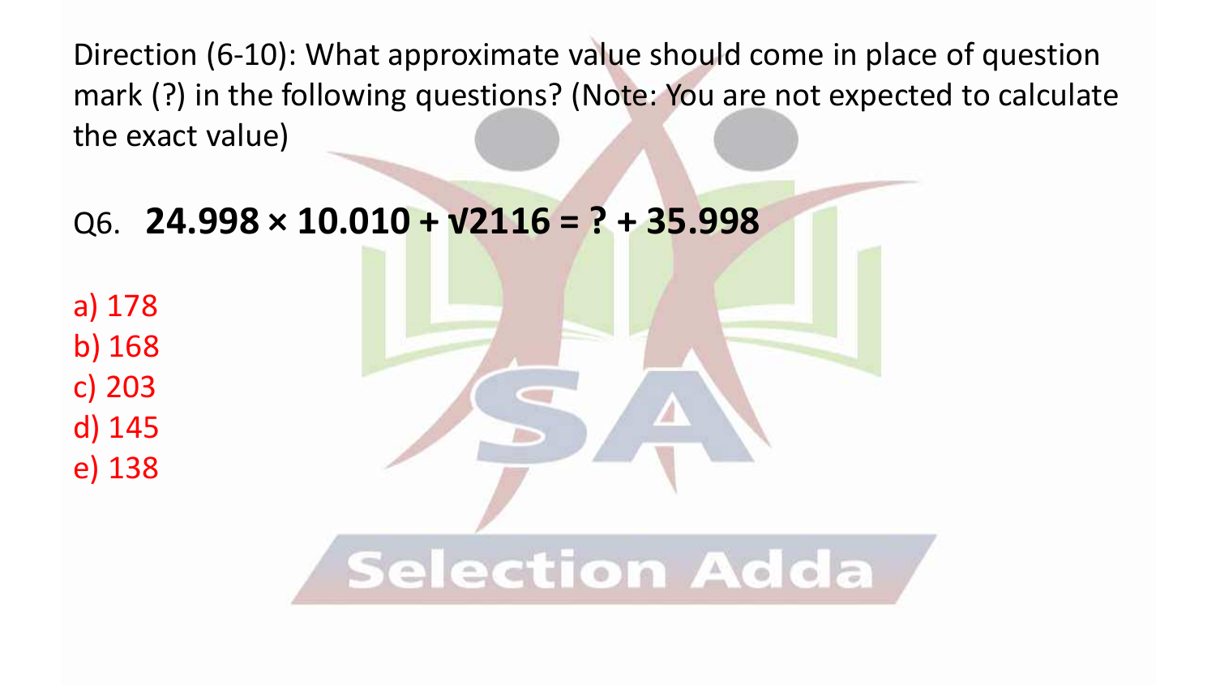Direction (6-10): What approximate value should come in place of question mark (?) in the following questions? (Note: You are not expected to calculate the exact value)

Q6. **$24.998 \times 10.010 + \sqrt{2116} = ? + 35.998$**

a) 178
b) 168
c) 203
d) 145
e) 138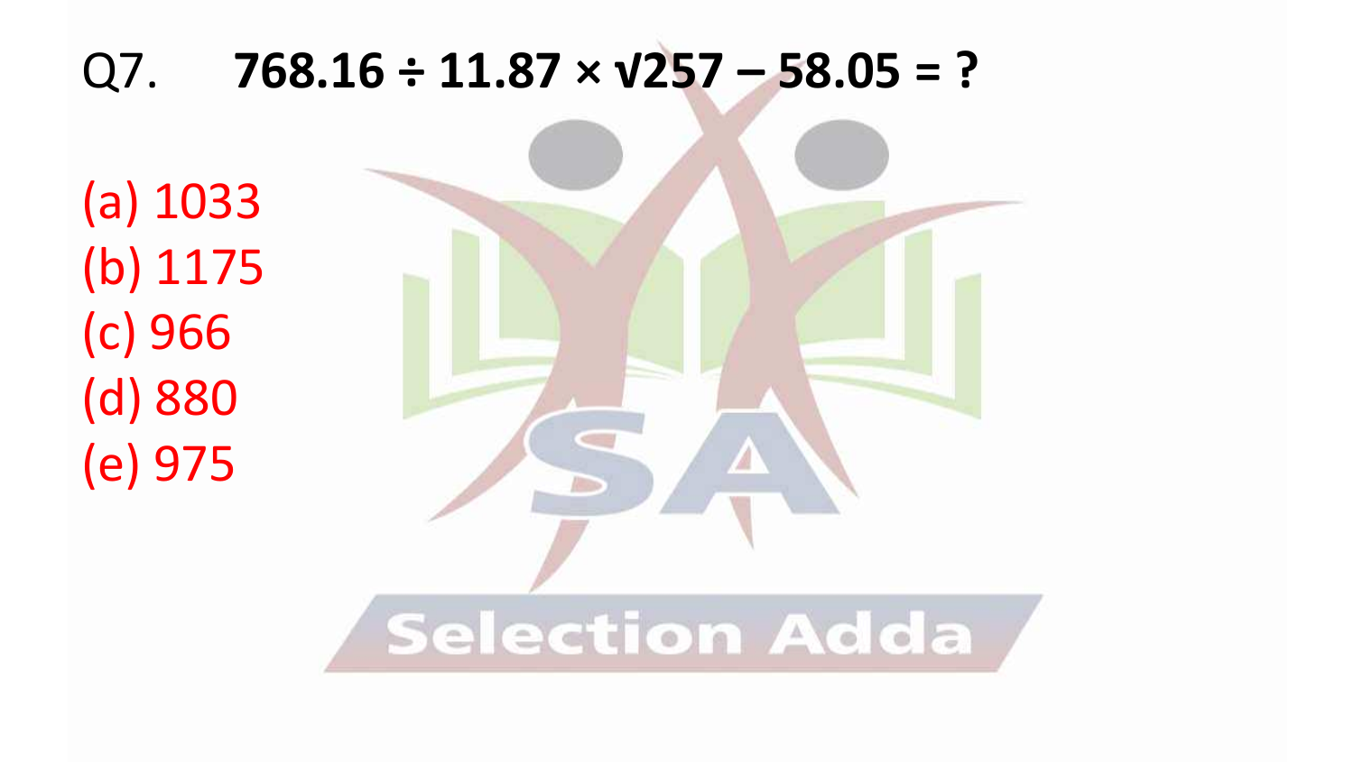Q7. **$768.16 \div 11.87 \times \sqrt{257} - 58.05 = ?$**

(a) 1033

(b) 1175

(c) 966

(d) 880

(e) 975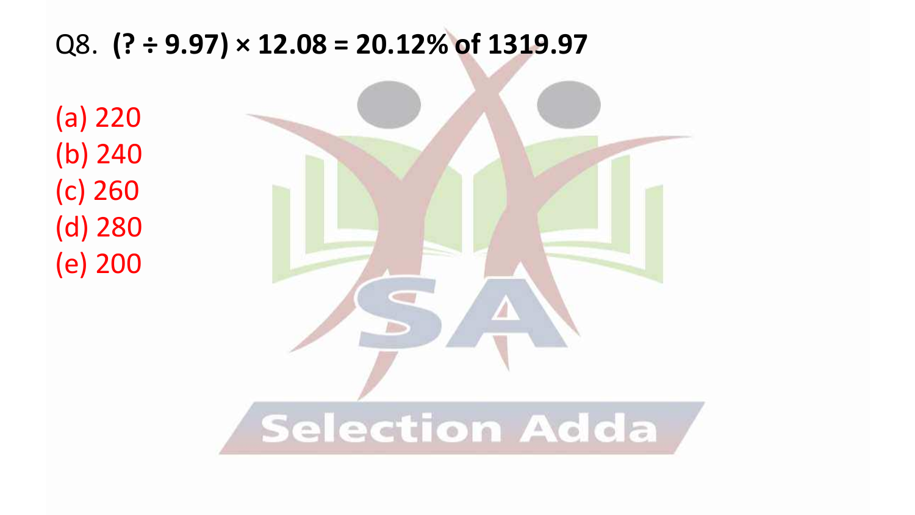Q8. **$(? \div 9.97) \times 12.08 = 20.12\%$ of $1319.97$**

(a) 220
(b) 240
(c) 260
(d) 280
(e) 200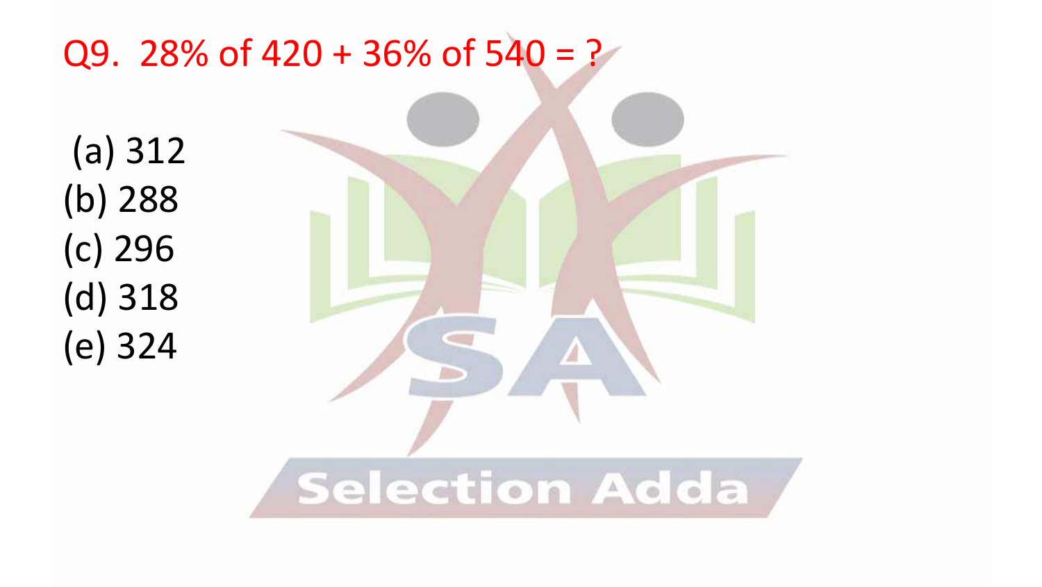Q9. 28% of 420 + 36% of 540 = ?

(a) 312
(b) 288
(c) 296
(d) 318
(e) 324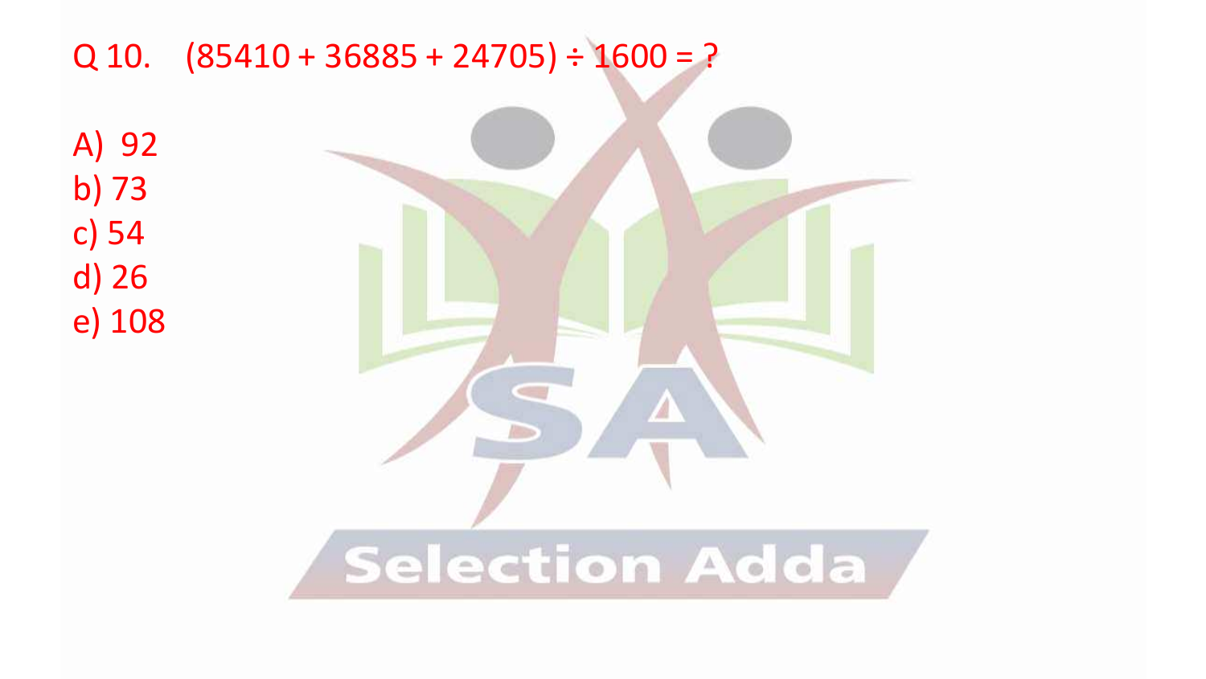Q 10. $(85410 + 36885 + 24705) \div 1600 = ?$

A) 92
b) 73
c) 54
d) 26
e) 108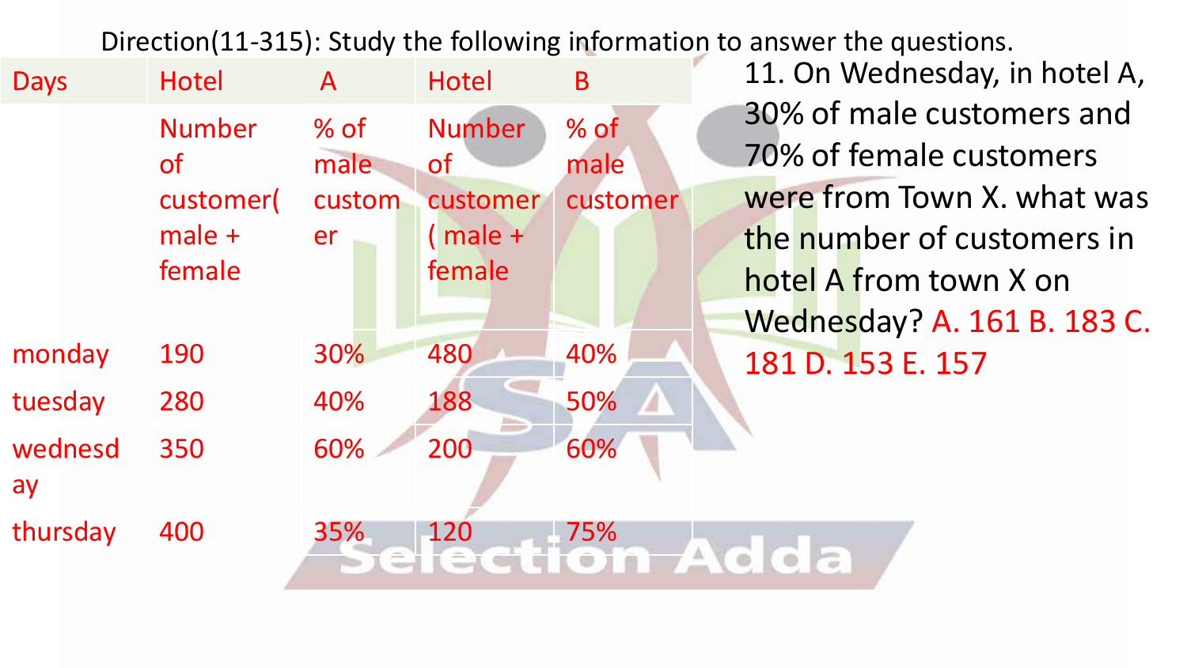Direction(11-315): Study the following information to answer the questions.

| Days | Hotel A | | Hotel B | |
|---|---|---|---|---|
| | Number of customer( male + female | % of male customer | Number of customer ( male + female | % of male customer |
| monday | 190 | 30% | 480 | 40% |
| tuesday | 280 | 40% | 188 | 50% |
| wednesday | 350 | 60% | 200 | 60% |
| thursday | 400 | 35% | 120 | 75% |

11. On Wednesday, in hotel A, 30% of male customers and 70% of female customers were from Town X. what was the number of customers in hotel A from town X on Wednesday? A. 161 B. 183 C. 181 D. 153 E. 157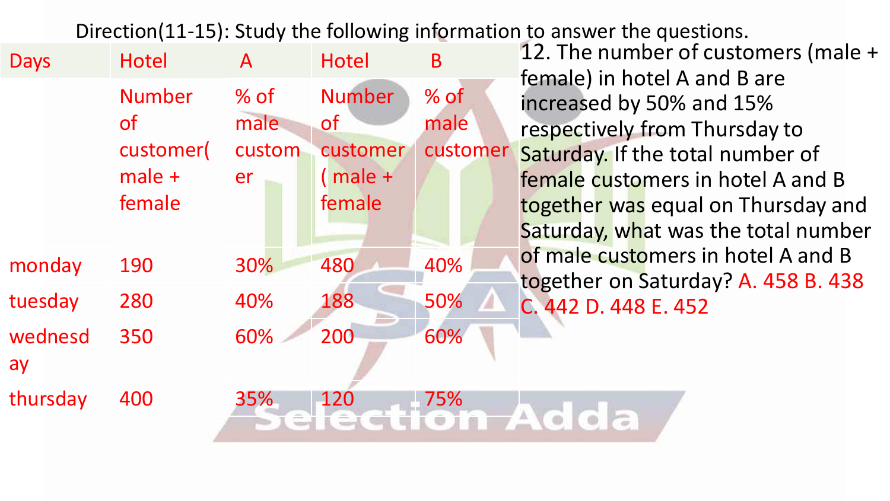Direction(11-15): Study the following information to answer the questions.

| Days | Hotel A | | Hotel B | |
|---|---|---|---|---|
| | Number of customer( male + female | % of male customer | Number of customer ( male + female | % of male customer |
| monday | 190 | 30% | 480 | 40% |
| tuesday | 280 | 40% | 188 | 50% |
| wednesday | 350 | 60% | 200 | 60% |
| thursday | 400 | 35% | 120 | 75% |

12. The number of customers (male + female) in hotel A and B are increased by 50% and 15% respectively from Thursday to Saturday. If the total number of female customers in hotel A and B together was equal on Thursday and Saturday, what was the total number of male customers in hotel A and B together on Saturday? A. 458 B. 438 C. 442 D. 448 E. 452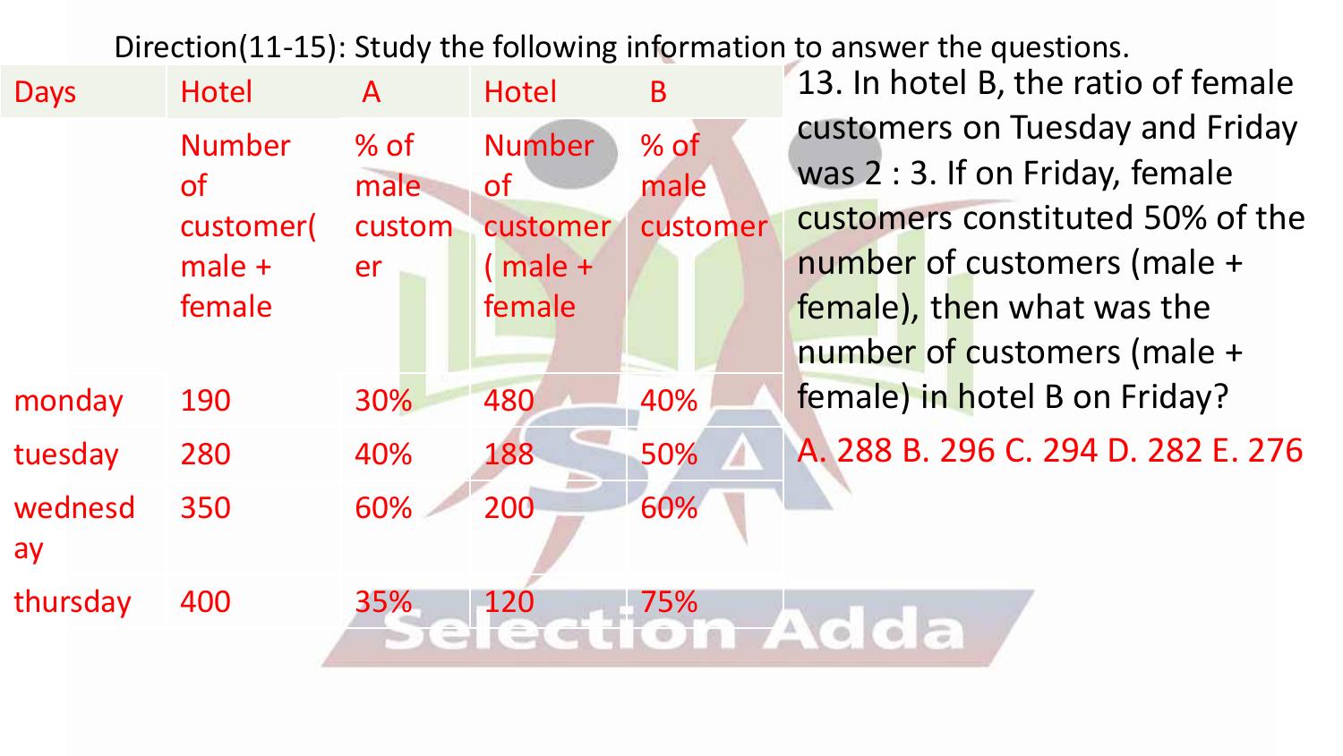Direction(11-15): Study the following information to answer the questions.

| Days | Hotel A | | Hotel B | |
|---|---|---|---|---|
| | Number of customer( male + female | % of male customer | Number of customer ( male + female | % of male customer |
| monday | 190 | 30% | 480 | 40% |
| tuesday | 280 | 40% | 188 | 50% |
| wednesday | 350 | 60% | 200 | 60% |
| thursday | 400 | 35% | 120 | 75% |

13. In hotel B, the ratio of female customers on Tuesday and Friday was 2 : 3. If on Friday, female customers constituted 50% of the number of customers (male + female), then what was the number of customers (male + female) in hotel B on Friday?

A. 288 B. 296 C. 294 D. 282 E. 276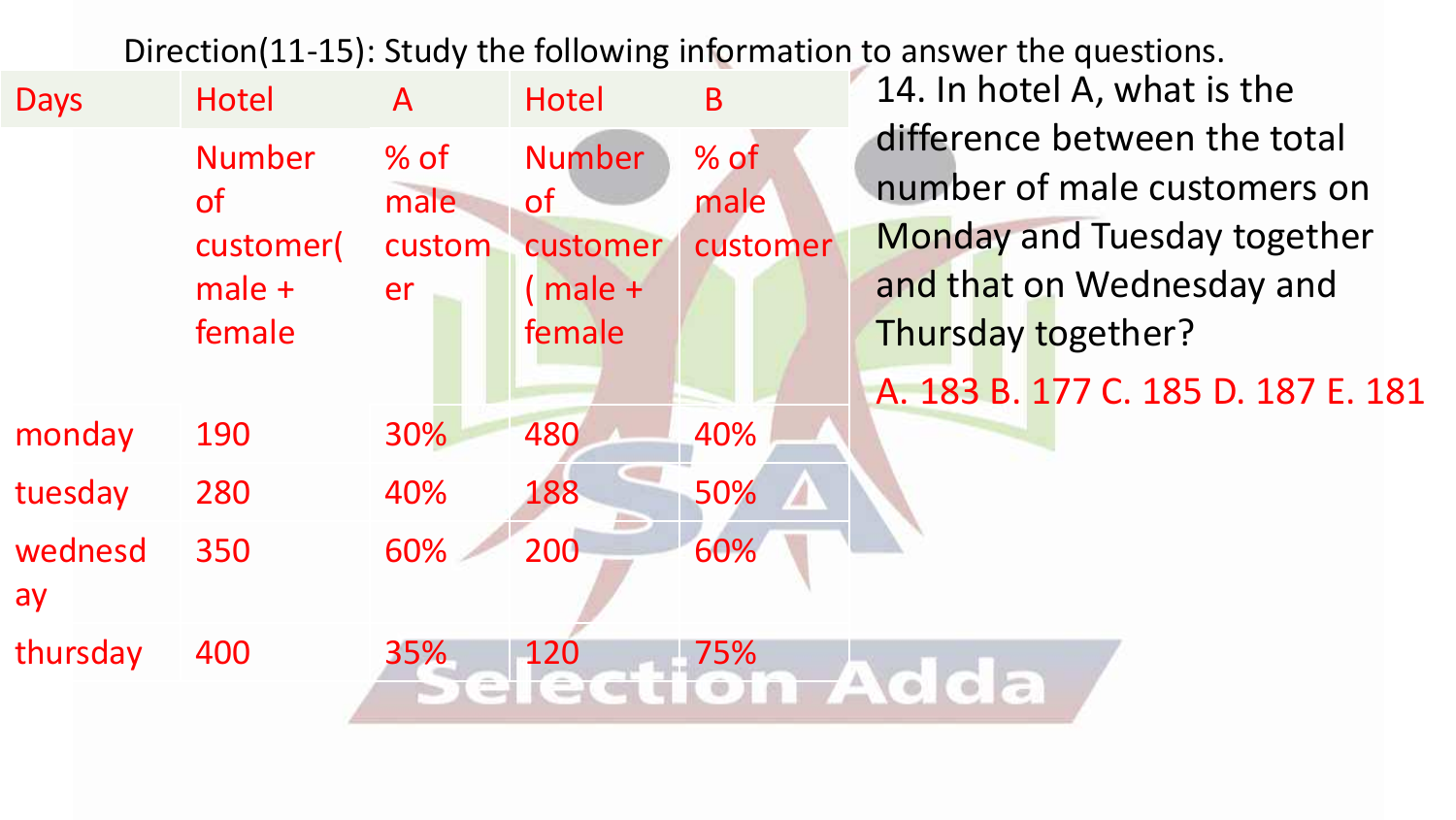Direction(11-15): Study the following information to answer the questions.

| Days | Hotel A | | Hotel B | |
|---|---|---|---|---|
| | Number of customer( male + female | % of male customer | Number of customer ( male + female | % of male customer |
| monday | 190 | 30% | 480 | 40% |
| tuesday | 280 | 40% | 188 | 50% |
| wednesday | 350 | 60% | 200 | 60% |
| thursday | 400 | 35% | 120 | 75% |

14. In hotel A, what is the difference between the total number of male customers on Monday and Tuesday together and that on Wednesday and Thursday together?

A. 183 B. 177 C. 185 D. 187 E. 181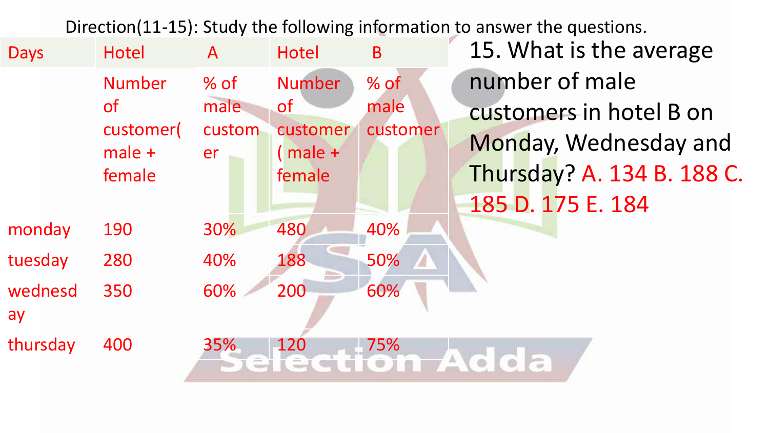Direction(11-15): Study the following information to answer the questions.

| Days | Hotel A | | Hotel B | |
|---|---|---|---|---|
| | Number of customer( male + female | % of male customer | Number of customer ( male + female | % of male customer |
| monday | 190 | 30% | 480 | 40% |
| tuesday | 280 | 40% | 188 | 50% |
| wednesday | 350 | 60% | 200 | 60% |
| thursday | 400 | 35% | 120 | 75% |

15. What is the average number of male customers in hotel B on Monday, Wednesday and Thursday? A. 134 B. 188 C. 185 D. 175 E. 184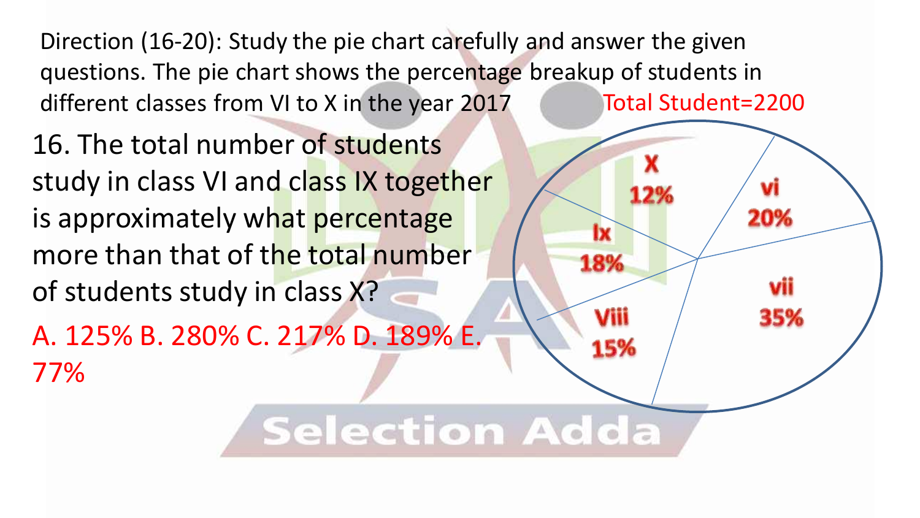Direction (16-20): Study the pie chart carefully and answer the given questions. The pie chart shows the percentage breakup of students in different classes from VI to X in the year 2017

Total Student=2200

| Class | Percentage |
|---|---|
| vi | 20% |
| vii | 35% |
| Viii | 15% |
| Ix | 18% |
| X | 12% |

16. The total number of students study in class VI and class IX together is approximately what percentage more than that of the total number of students study in class X?

A. 125% B. 280% C. 217% D. 189% E. 77%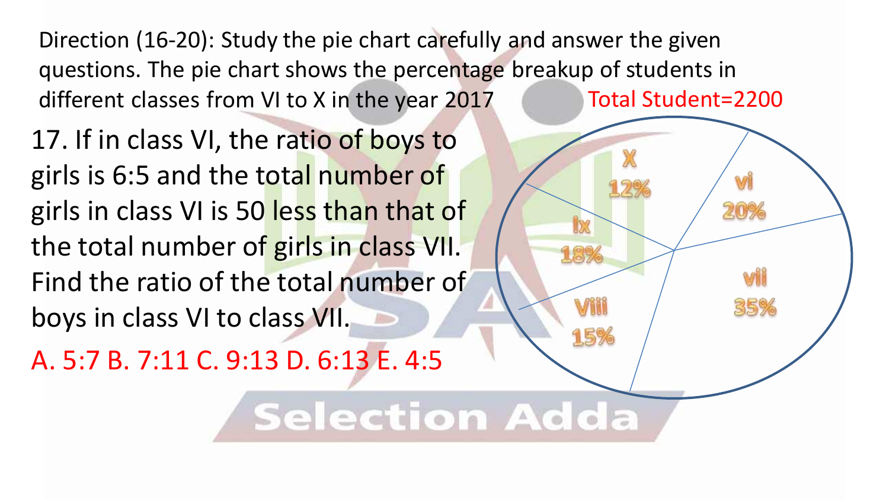Direction (16-20): Study the pie chart carefully and answer the given questions. The pie chart shows the percentage breakup of students in different classes from VI to X in the year 2017

Total Student=2200

| Class | Percentage |
|---|---|
| vi | 20% |
| vii | 35% |
| Viii | 15% |
| ix | 18% |
| X | 12% |

17. If in class VI, the ratio of boys to girls is 6:5 and the total number of girls in class VI is 50 less than that of the total number of girls in class VII. Find the ratio of the total number of boys in class VI to class VII.

A. 5:7 B. 7:11 C. 9:13 D. 6:13 E. 4:5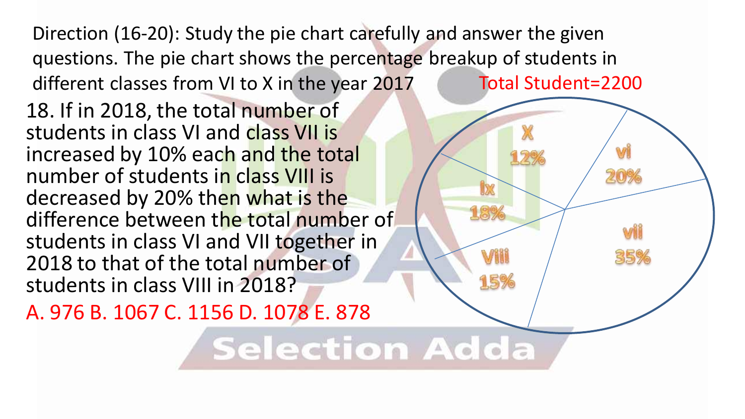Direction (16-20): Study the pie chart carefully and answer the given questions. The pie chart shows the percentage breakup of students in different classes from VI to X in the year 2017

Total Student=2200

18. If in 2018, the total number of students in class VI and class VII is increased by 10% each and the total number of students in class VIII is decreased by 20% then what is the difference between the total number of students in class VI and VII together in 2018 to that of the total number of students in class VIII in 2018?

A. 976 B. 1067 C. 1156 D. 1078 E. 878

| Class | Percentage |
| --- | --- |
| X | 12% |
| vi | 20% |
| ix | 18% |
| vii | 35% |
| Viii | 15% |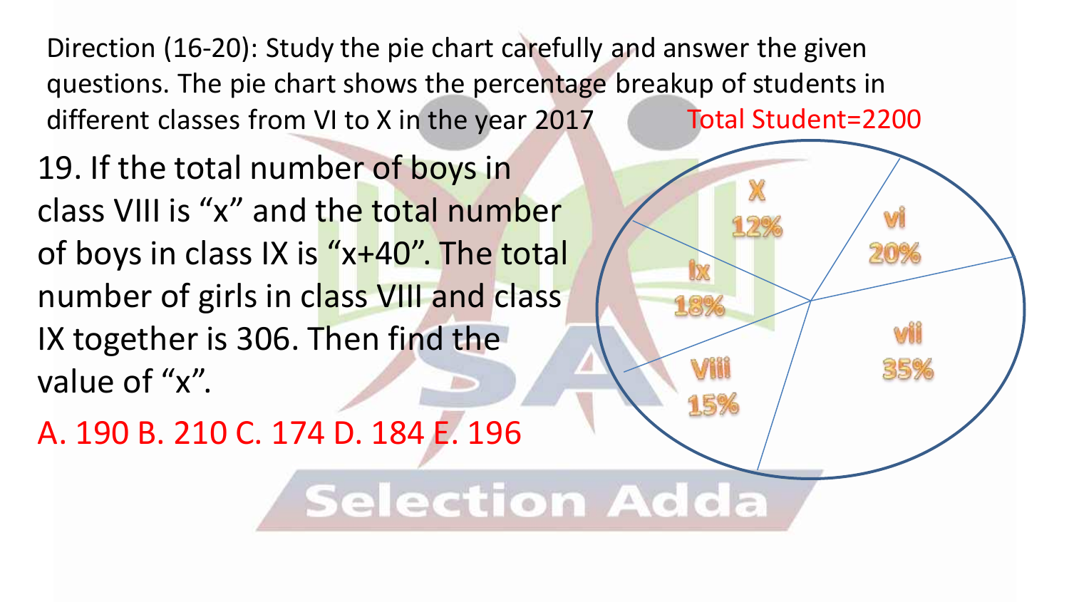Direction (16-20): Study the pie chart carefully and answer the given questions. The pie chart shows the percentage breakup of students in different classes from VI to X in the year 2017

Total Student=2200

| Class | Percentage |
| --- | --- |
| vi | 20% |
| vii | 35% |
| Viii | 15% |
| Ix | 18% |
| X | 12% |

19. If the total number of boys in class VIII is "x" and the total number of boys in class IX is "x+40". The total number of girls in class VIII and class IX together is 306. Then find the value of "x".

A. 190 B. 210 C. 174 D. 184 E. 196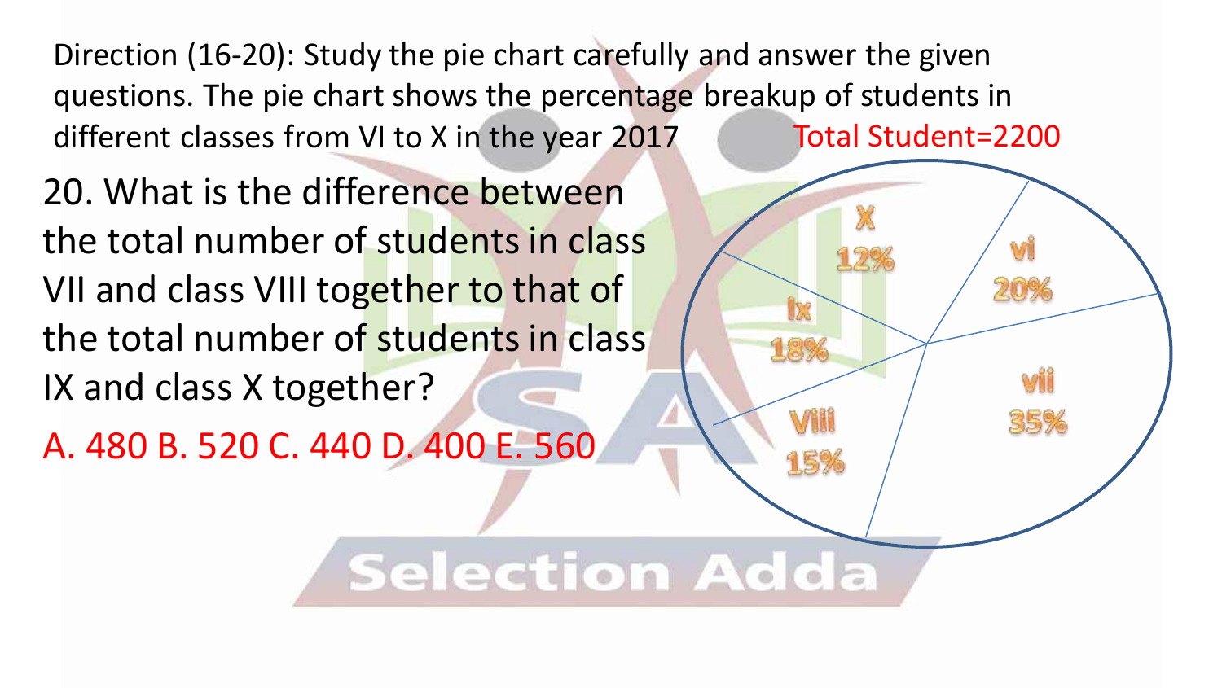Direction (16-20): Study the pie chart carefully and answer the given questions. The pie chart shows the percentage breakup of students in different classes from VI to X in the year 2017

Total Student=2200

| Class | Percentage |
|---|---|
| X | 12% |
| vi | 20% |
| Ix | 18% |
| vii | 35% |
| Viii | 15% |

20. What is the difference between the total number of students in class VII and class VIII together to that of the total number of students in class IX and class X together?

A. 480 B. 520 C. 440 D. 400 E. 560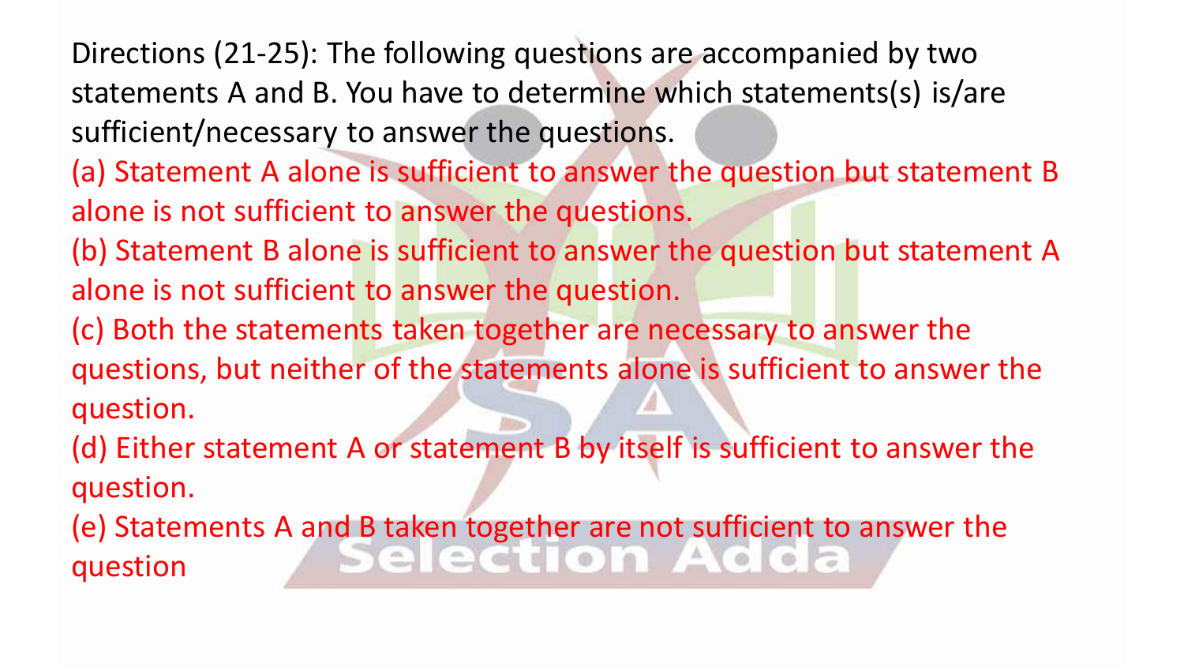Directions (21-25): The following questions are accompanied by two statements A and B. You have to determine which statements(s) is/are sufficient/necessary to answer the questions.

(a) Statement A alone is sufficient to answer the question but statement B alone is not sufficient to answer the questions.

(b) Statement B alone is sufficient to answer the question but statement A alone is not sufficient to answer the question.

(c) Both the statements taken together are necessary to answer the questions, but neither of the statements alone is sufficient to answer the question.

(d) Either statement A or statement B by itself is sufficient to answer the question.

(e) Statements A and B taken together are not sufficient to answer the question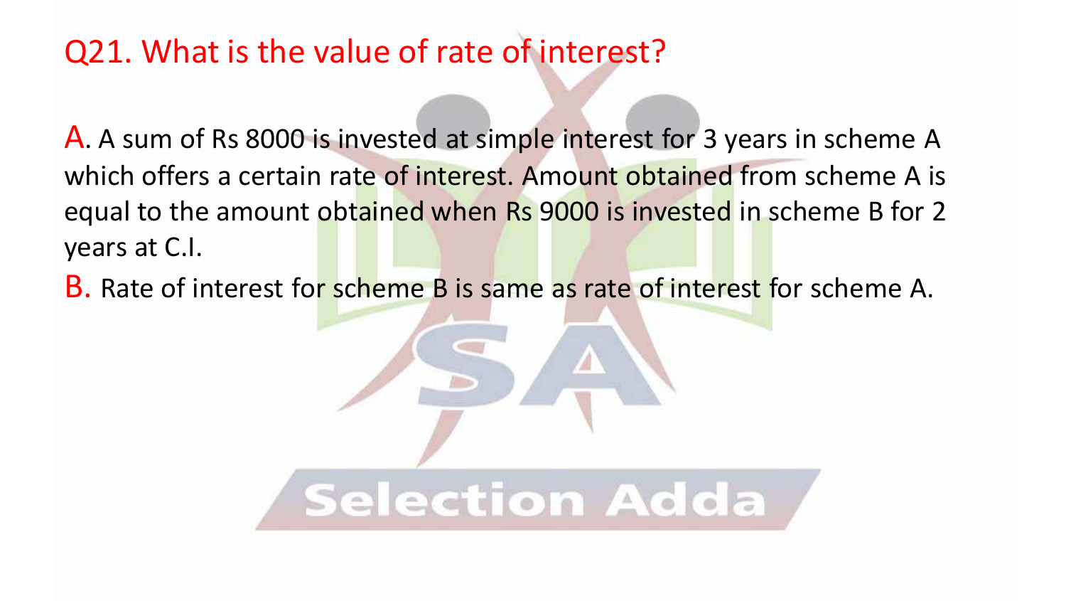Q21. What is the value of rate of interest?

A. A sum of Rs 8000 is invested at simple interest for 3 years in scheme A which offers a certain rate of interest. Amount obtained from scheme A is equal to the amount obtained when Rs 9000 is invested in scheme B for 2 years at C.I.

B. Rate of interest for scheme B is same as rate of interest for scheme A.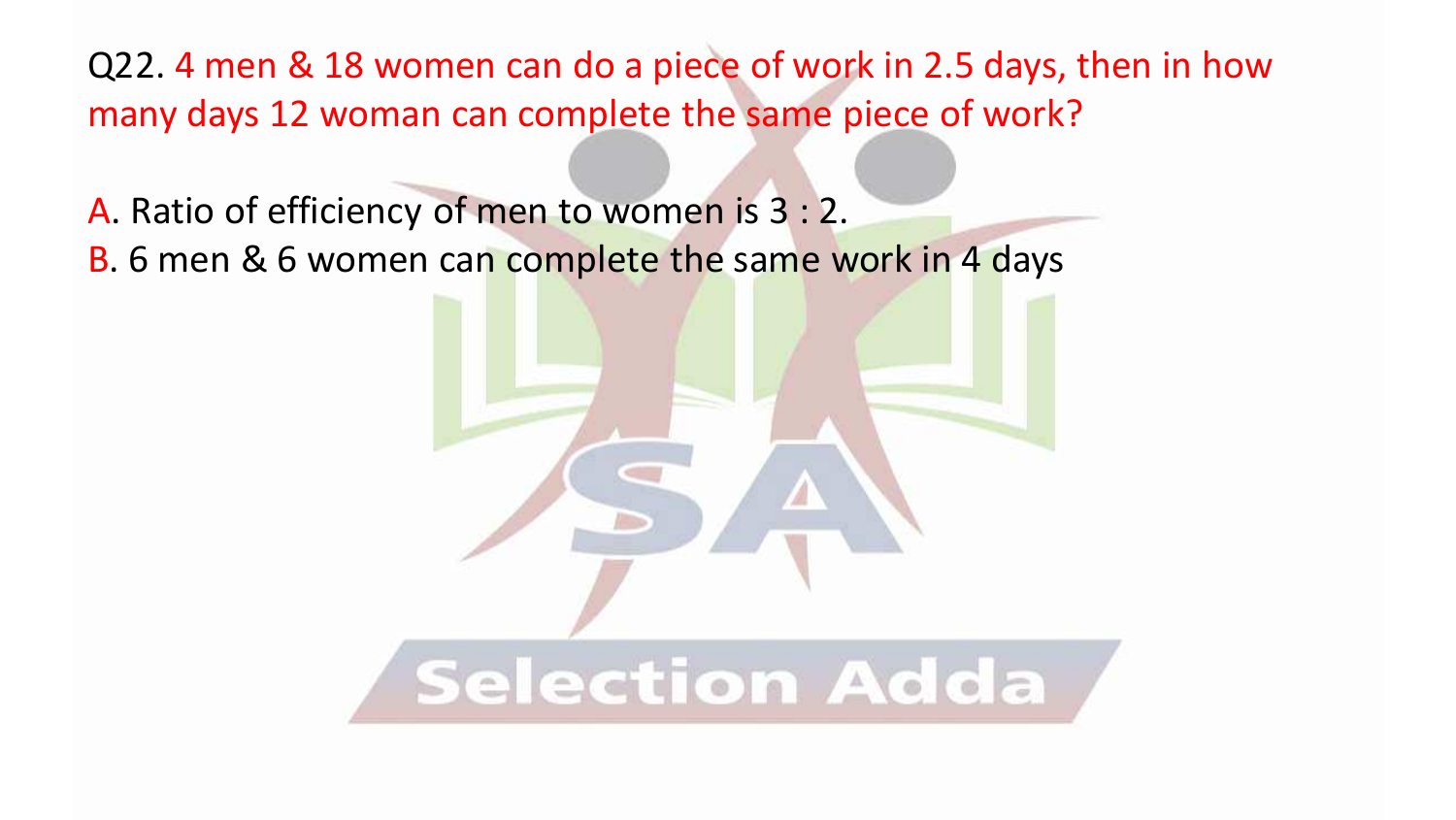Q22. 4 men & 18 women can do a piece of work in 2.5 days, then in how many days 12 woman can complete the same piece of work?

A. Ratio of efficiency of men to women is 3 : 2.

B. 6 men & 6 women can complete the same work in 4 days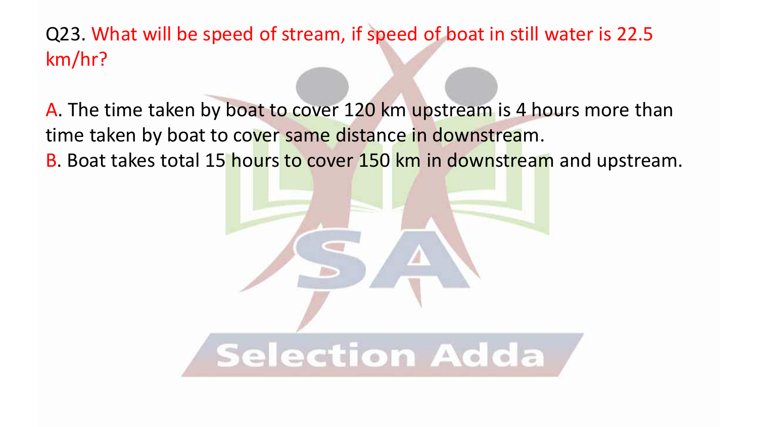Q23. What will be speed of stream, if speed of boat in still water is 22.5 km/hr?

A. The time taken by boat to cover 120 km upstream is 4 hours more than time taken by boat to cover same distance in downstream.

B. Boat takes total 15 hours to cover 150 km in downstream and upstream.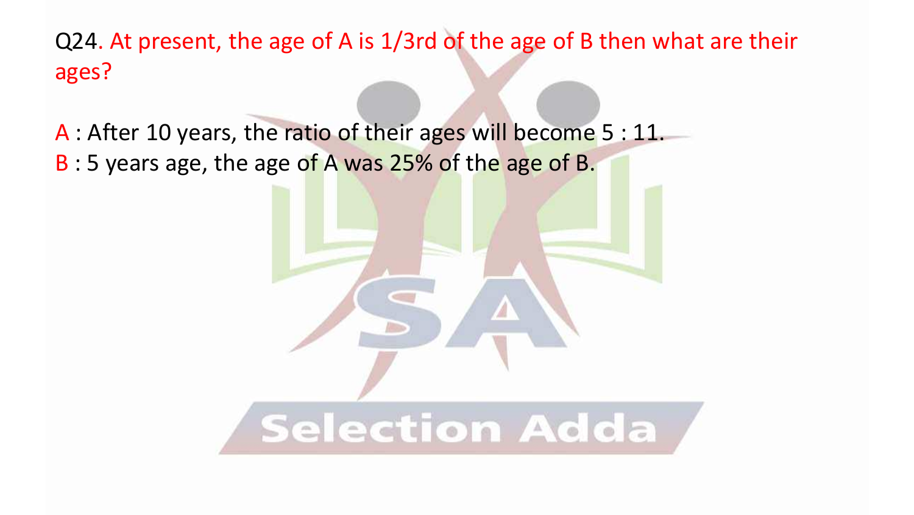Q24. At present, the age of A is 1/3rd of the age of B then what are their ages?

A : After 10 years, the ratio of their ages will become 5 : 11.
B : 5 years age, the age of A was 25% of the age of B.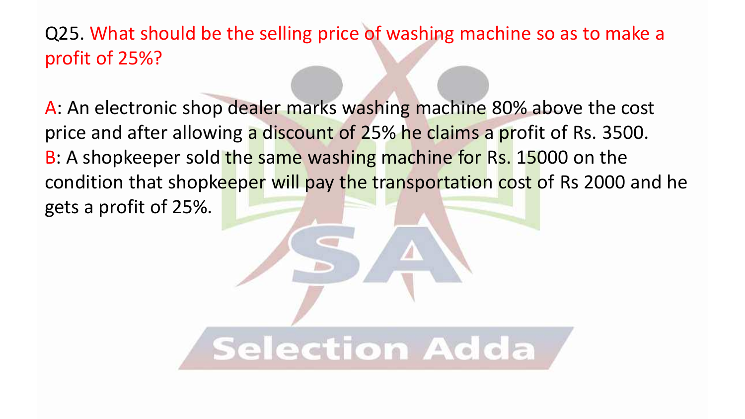Q25. What should be the selling price of washing machine so as to make a profit of 25%?

A: An electronic shop dealer marks washing machine 80% above the cost price and after allowing a discount of 25% he claims a profit of Rs. 3500.

B: A shopkeeper sold the same washing machine for Rs. 15000 on the condition that shopkeeper will pay the transportation cost of Rs 2000 and he gets a profit of 25%.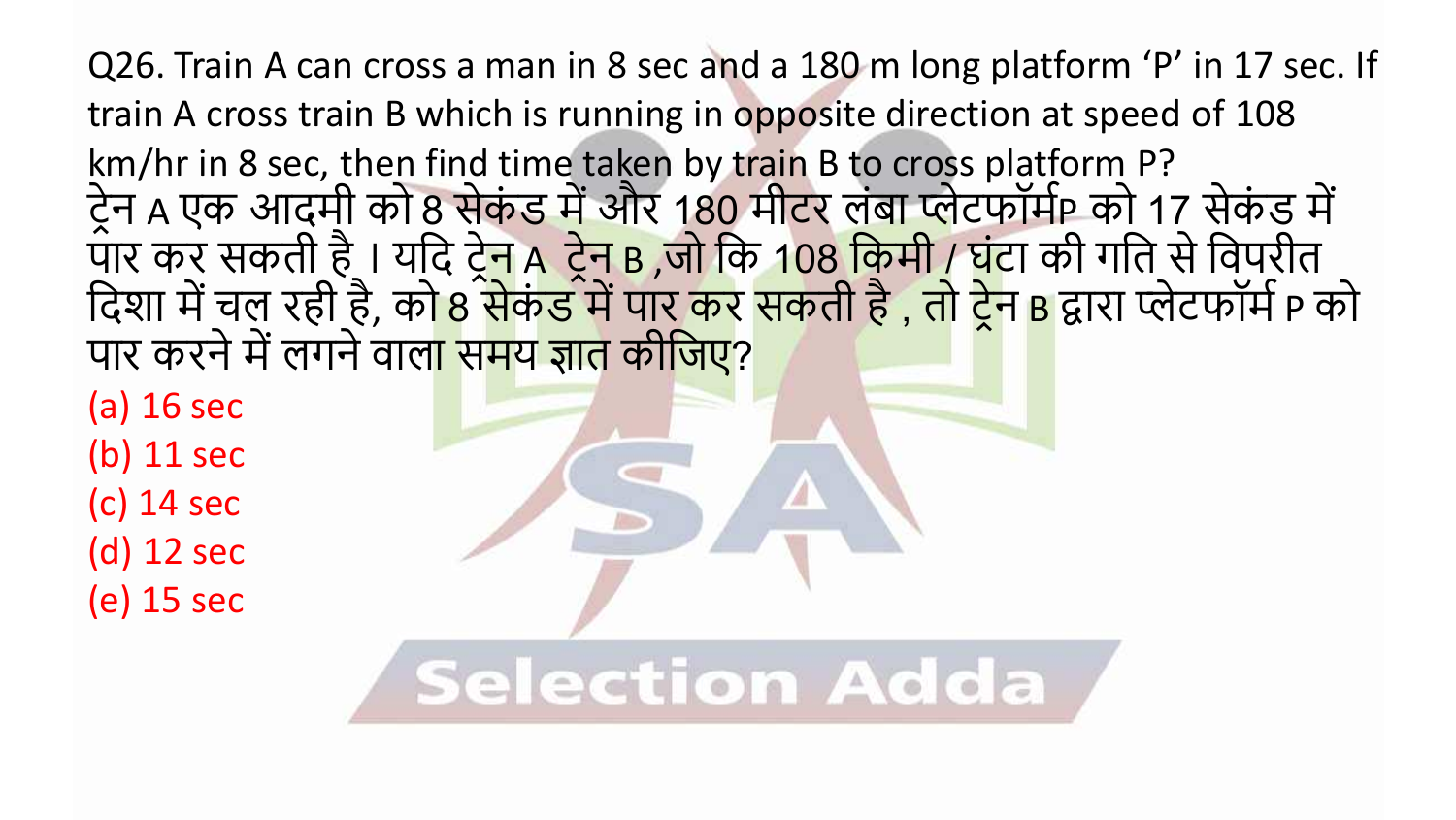Q26. Train A can cross a man in 8 sec and a 180 m long platform ‘P’ in 17 sec. If train A cross train B which is running in opposite direction at speed of 108 km/hr in 8 sec, then find time taken by train B to cross platform P?

ट्रेन A एक आदमी को 8 सेकंड में और 180 मीटर लंबा प्लेटफॉर्मP को 17 सेकंड में पार कर सकती है । यदि ट्रेन A ट्रेन B ,जो कि 108 किमी / घंटा की गति से विपरीत दिशा में चल रही है, को 8 सेकंड में पार कर सकती है , तो ट्रेन B द्वारा प्लेटफॉर्म P को पार करने में लगने वाला समय ज्ञात कीजिए?

(a) 16 sec

(b) 11 sec

(c) 14 sec

(d) 12 sec

(e) 15 sec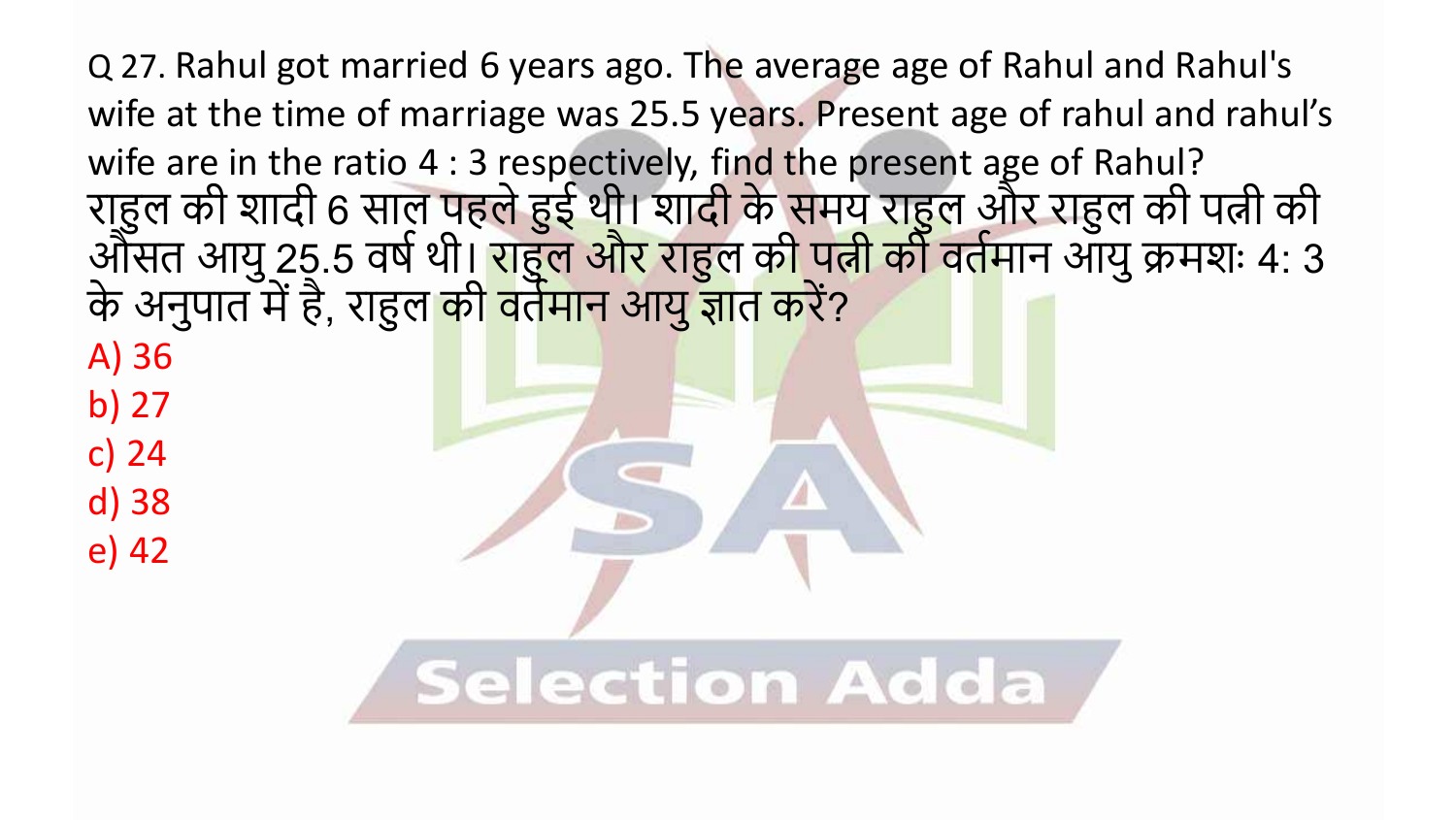Q 27. Rahul got married 6 years ago. The average age of Rahul and Rahul's wife at the time of marriage was 25.5 years. Present age of rahul and rahul's wife are in the ratio 4 : 3 respectively, find the present age of Rahul?

राहुल की शादी 6 साल पहले हुई थी। शादी के समय राहुल और राहुल की पत्नी की औसत आयु 25.5 वर्ष थी। राहुल और राहुल की पत्नी की वर्तमान आयु क्रमशः 4: 3 के अनुपात में है, राहुल की वर्तमान आयु ज्ञात करें?

A) 36

b) 27

c) 24

d) 38

e) 42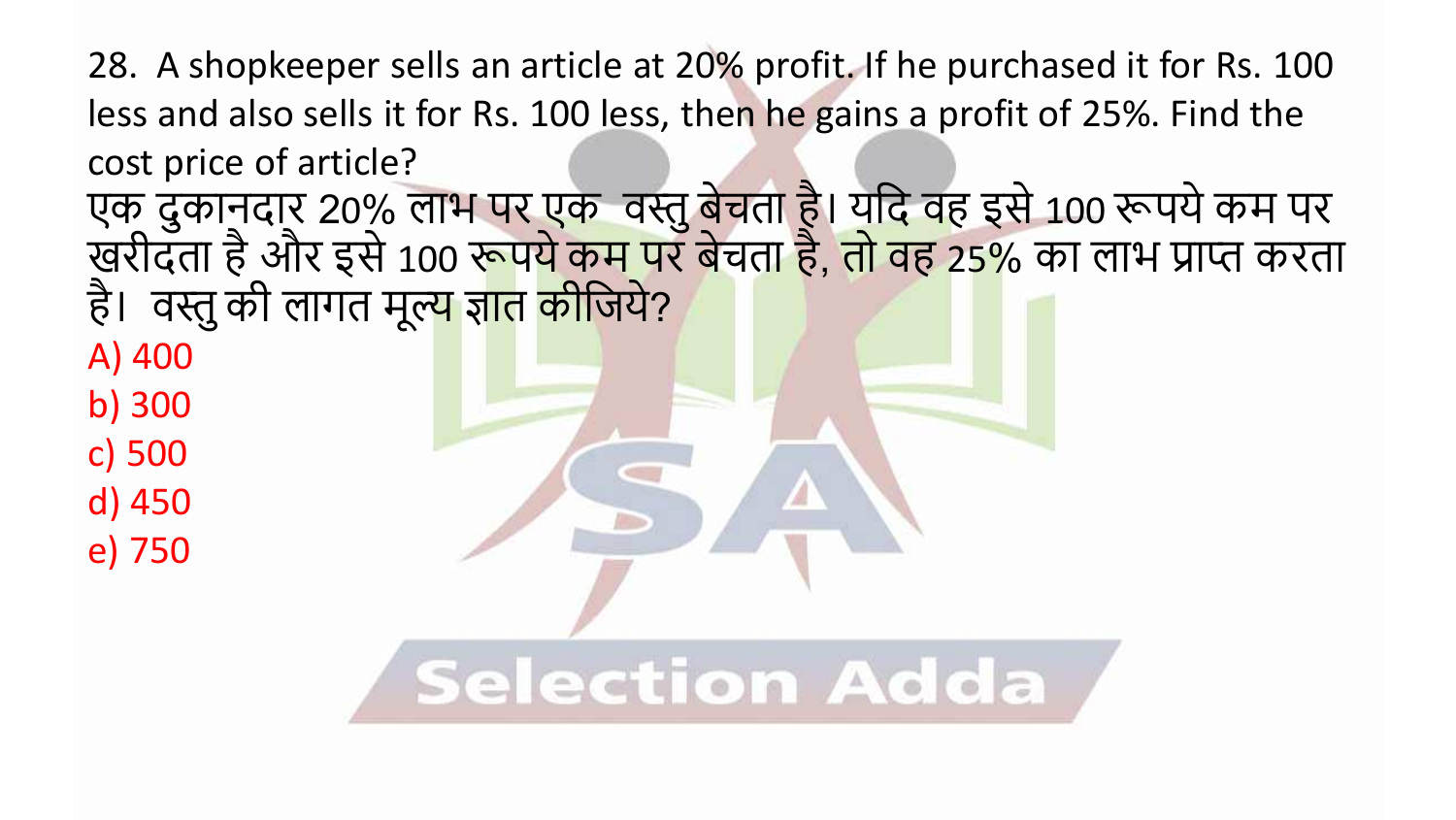28. A shopkeeper sells an article at 20% profit. If he purchased it for Rs. 100 less and also sells it for Rs. 100 less, then he gains a profit of 25%. Find the cost price of article?

एक दुकानदार 20% लाभ पर एक वस्तु बेचता है। यदि वह इसे 100 रूपये कम पर खरीदता है और इसे 100 रूपये कम पर बेचता है, तो वह 25% का लाभ प्राप्त करता है। वस्तु की लागत मूल्य ज्ञात कीजिये?

A) 400

b) 300

c) 500

d) 450

e) 750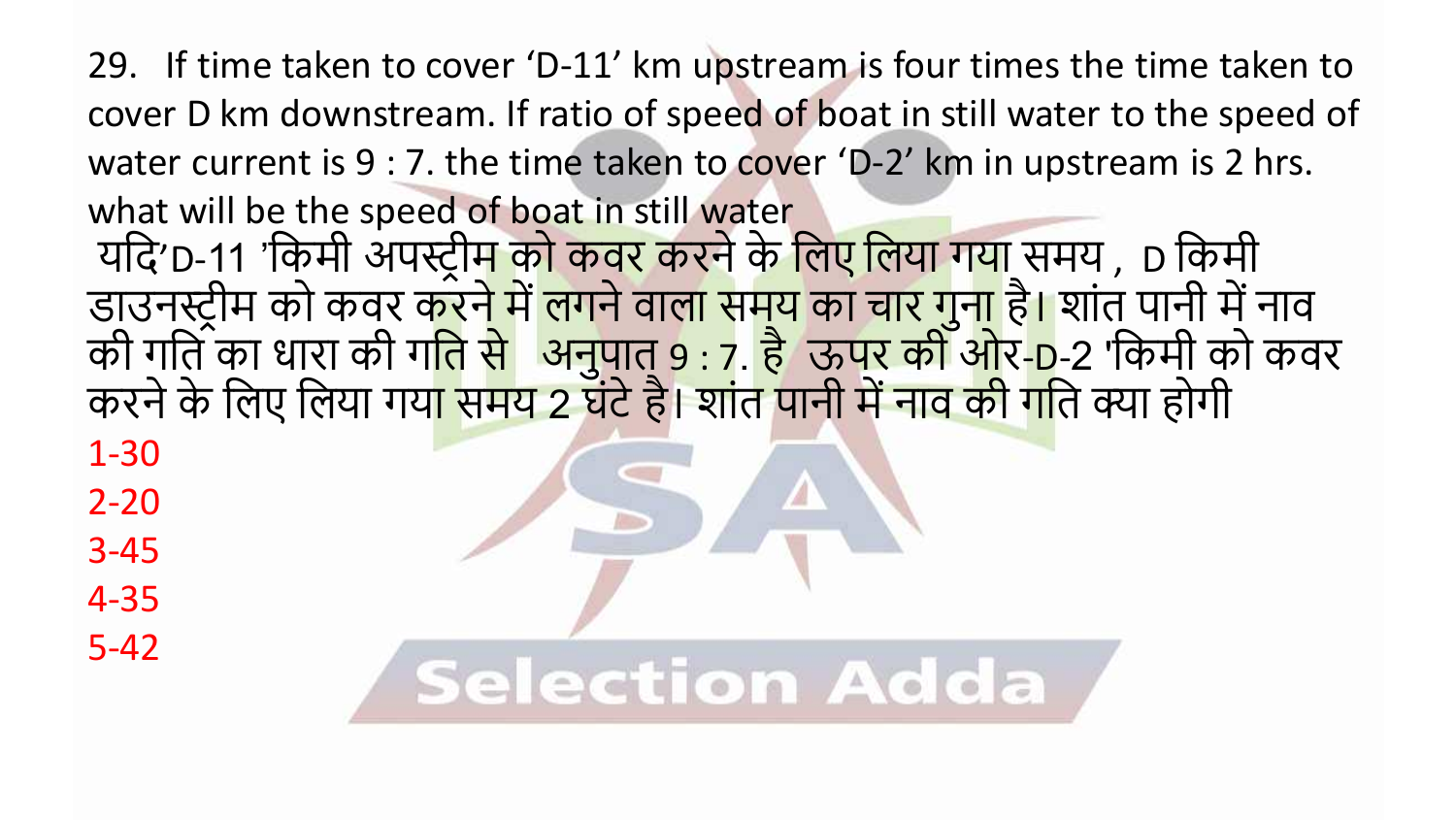29. If time taken to cover 'D-11' km upstream is four times the time taken to cover D km downstream. If ratio of speed of boat in still water to the speed of water current is 9 : 7. the time taken to cover 'D-2' km in upstream is 2 hrs. what will be the speed of boat in still water

यदि'D-11 'किमी अपस्ट्रीम को कवर करने के लिए लिया गया समय , D किमी डाउनस्ट्रीम को कवर करने में लगने वाला समय का चार गुना है। शांत पानी में नाव की गति का धारा की गति से अनुपात 9 : 7. है ऊपर की ओर-D-2 'किमी को कवर करने के लिए लिया गया समय 2 घंटे है। शांत पानी में नाव की गति क्या होगी

1-30

2-20

3-45

4-35

5-42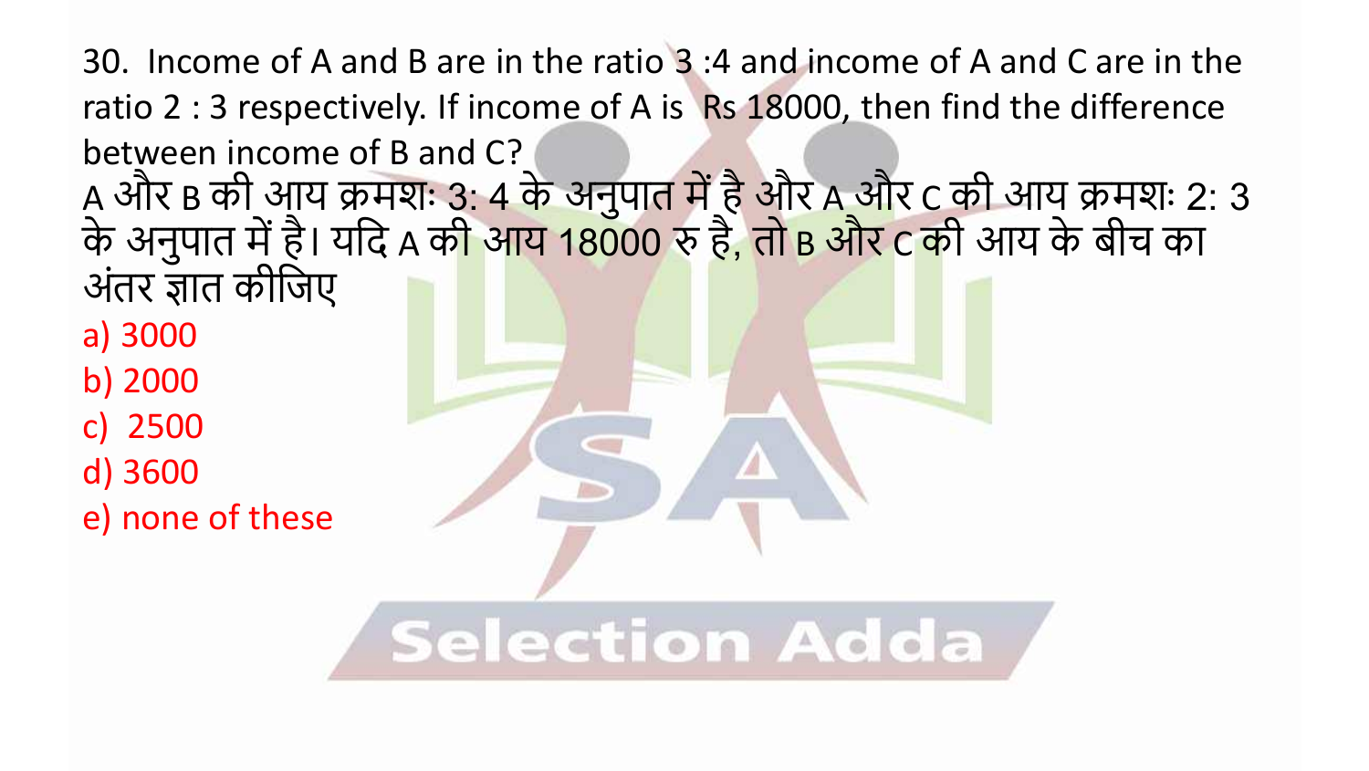30. Income of A and B are in the ratio 3 :4 and income of A and C are in the ratio 2 : 3 respectively. If income of A is Rs 18000, then find the difference between income of B and C?

A और B की आय क्रमशः 3: 4 के अनुपात में है और A और C की आय क्रमशः 2: 3 के अनुपात में है। यदि A की आय 18000 रु है, तो B और C की आय के बीच का अंतर ज्ञात कीजिए

a) 3000

b) 2000

c) 2500

d) 3600

e) none of these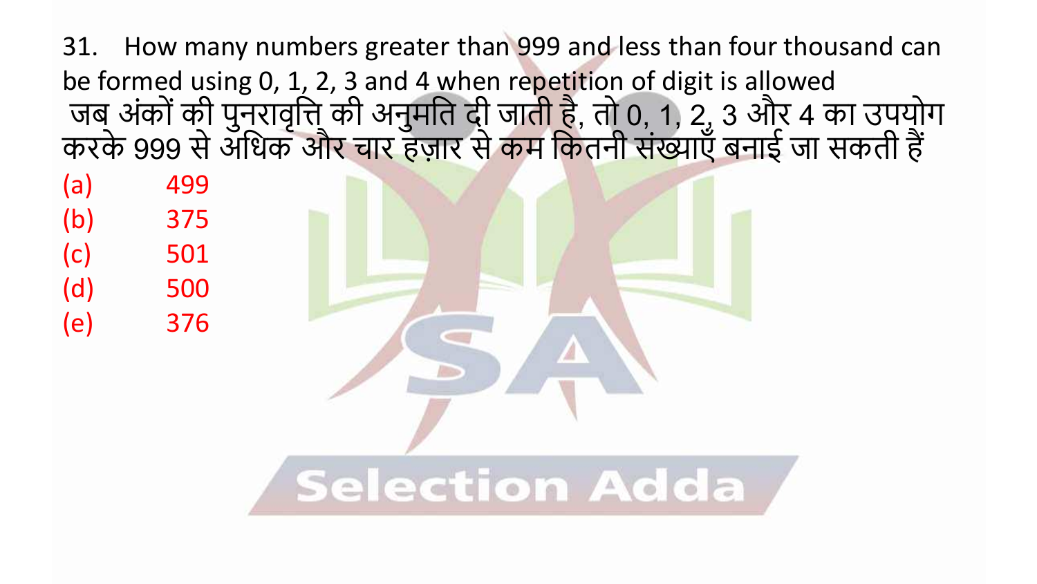31. How many numbers greater than 999 and less than four thousand can be formed using 0, 1, 2, 3 and 4 when repetition of digit is allowed

जब अंकों की पुनरावृत्ति की अनुमति दी जाती है, तो 0, 1, 2, 3 और 4 का उपयोग करके 999 से अधिक और चार हज़ार से कम कितनी संख्याएँ बनाई जा सकती हैं

(a) 499

(b) 375

(c) 501

(d) 500

(e) 376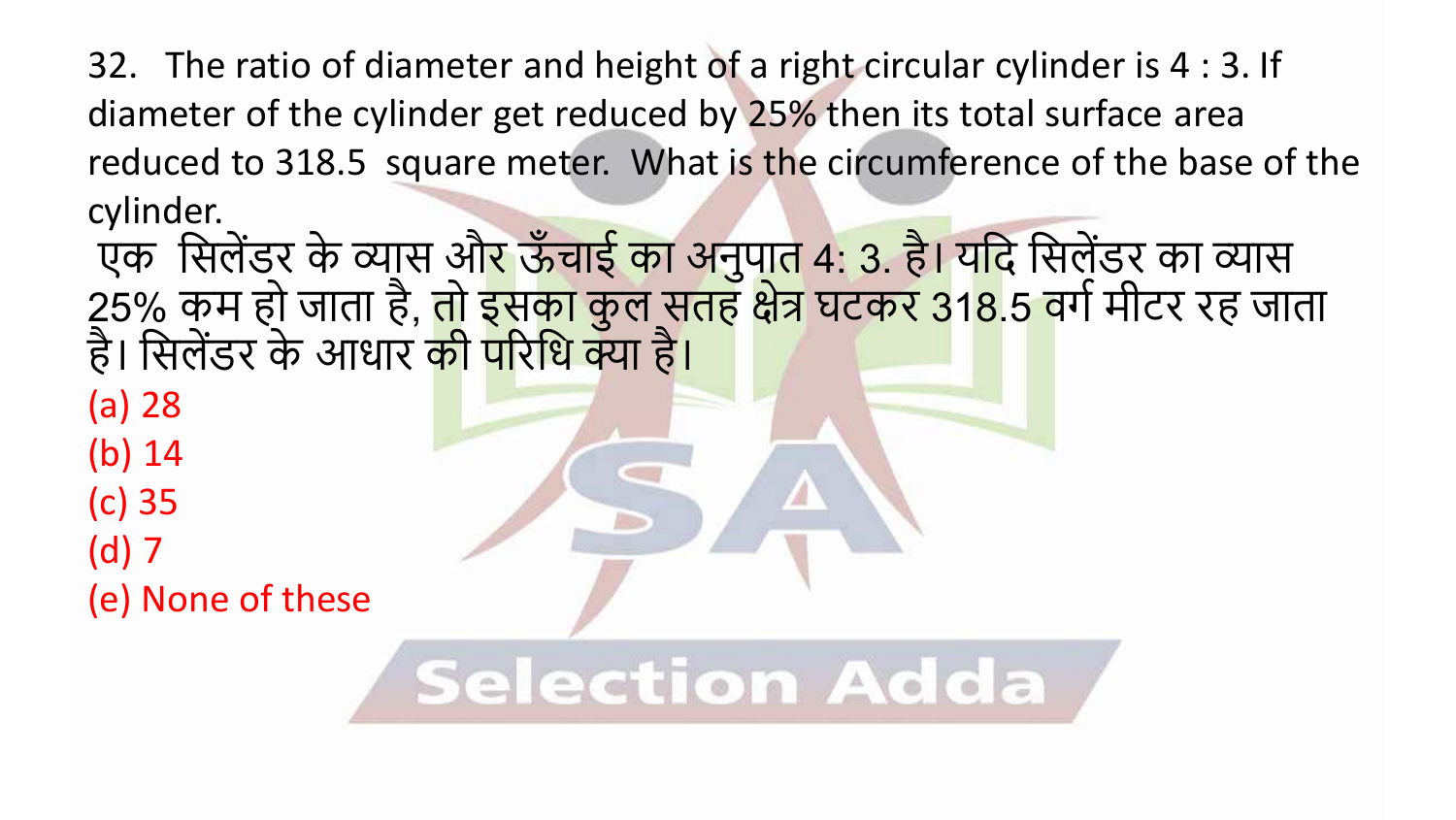32. The ratio of diameter and height of a right circular cylinder is 4 : 3. If diameter of the cylinder get reduced by 25% then its total surface area reduced to 318.5 square meter. What is the circumference of the base of the cylinder.

एक सिलेंडर के व्यास और ऊँचाई का अनुपात 4: 3. है। यदि सिलेंडर का व्यास 25% कम हो जाता है, तो इसका कुल सतह क्षेत्र घटकर 318.5 वर्ग मीटर रह जाता है। सिलेंडर के आधार की परिधि क्या है।

(a) 28

(b) 14

(c) 35

(d) 7

(e) None of these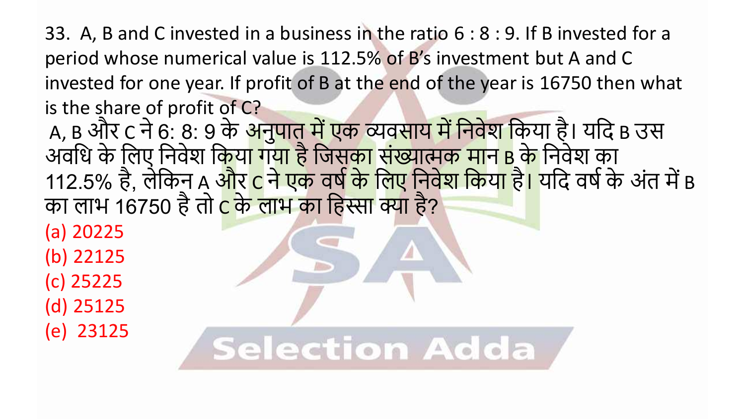33. A, B and C invested in a business in the ratio 6 : 8 : 9. If B invested for a period whose numerical value is 112.5% of B's investment but A and C invested for one year. If profit of B at the end of the year is 16750 then what is the share of profit of C?

A, B और C ने 6: 8: 9 के अनुपात में एक व्यवसाय में निवेश किया है। यदि B उस अवधि के लिए निवेश किया गया है जिसका संख्यात्मक मान B के निवेश का 112.5% है, लेकिन A और C ने एक वर्ष के लिए निवेश किया है। यदि वर्ष के अंत में B का लाभ 16750 है तो C के लाभ का हिस्सा क्या है?

(a) 20225

(b) 22125

(c) 25225

(d) 25125

(e) 23125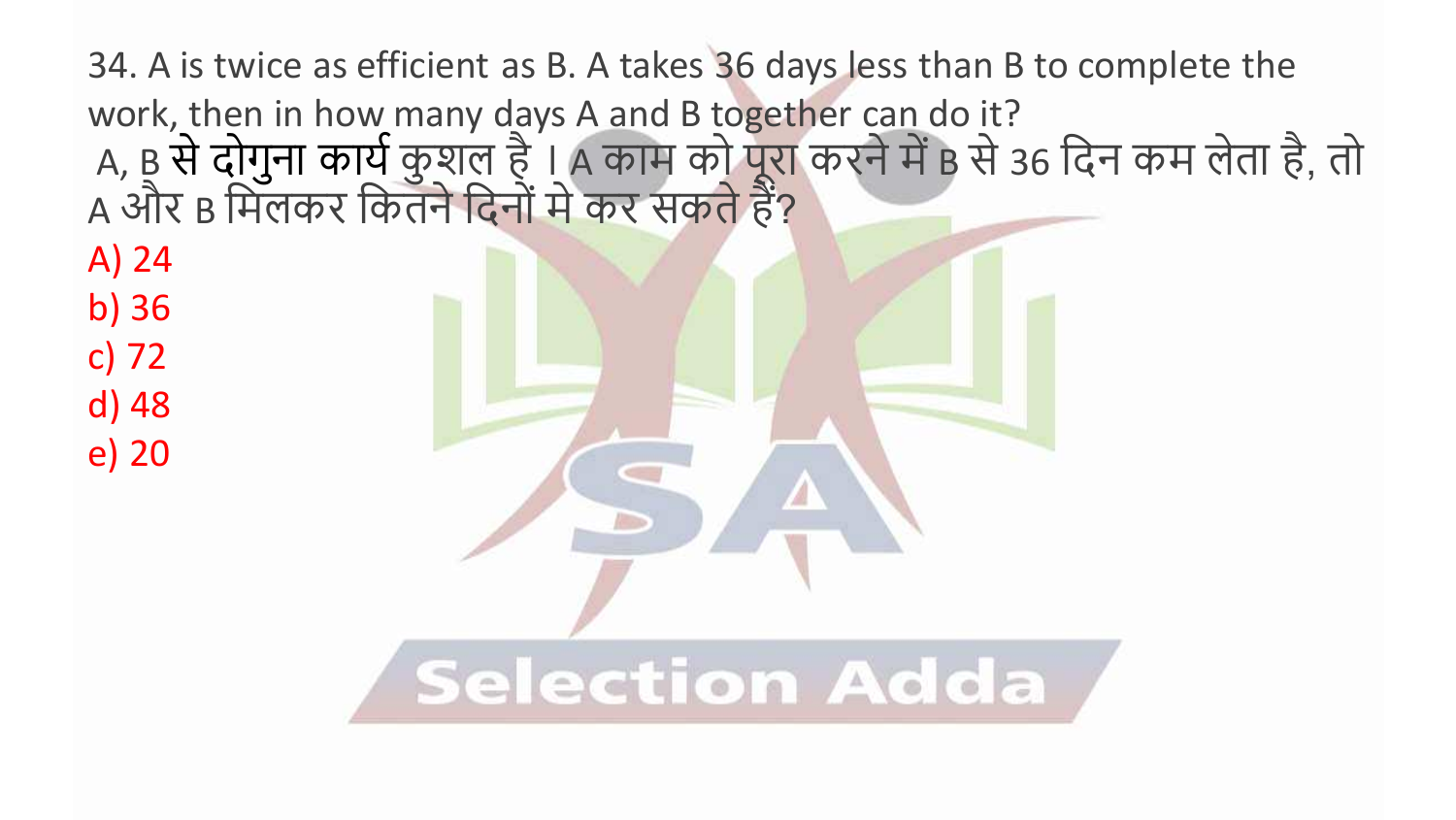34. A is twice as efficient as B. A takes 36 days less than B to complete the work, then in how many days A and B together can do it?

A, B से दोगुना कार्य कुशल है । A काम को पूरा करने में B से 36 दिन कम लेता है, तो A और B मिलकर कितने दिनों मे कर सकते हैं?

A) 24

b) 36

c) 72

d) 48

e) 20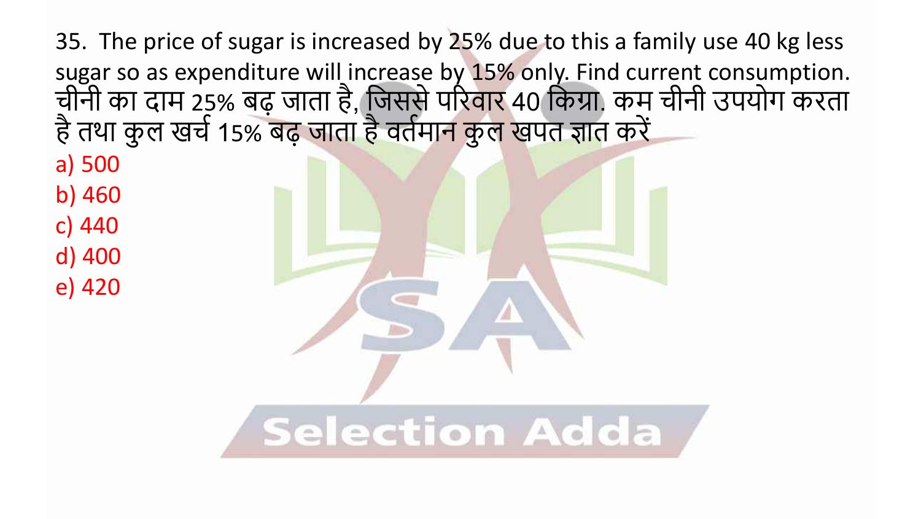35. The price of sugar is increased by 25% due to this a family use 40 kg less sugar so as expenditure will increase by 15% only. Find current consumption.
चीनी का दाम 25% बढ़ जाता है, जिससे परिवार 40 किग्रा. कम चीनी उपयोग करता है तथा कुल खर्च 15% बढ़ जाता है वर्तमान कुल खपत ज्ञात करें

a) 500
b) 460
c) 440
d) 400
e) 420